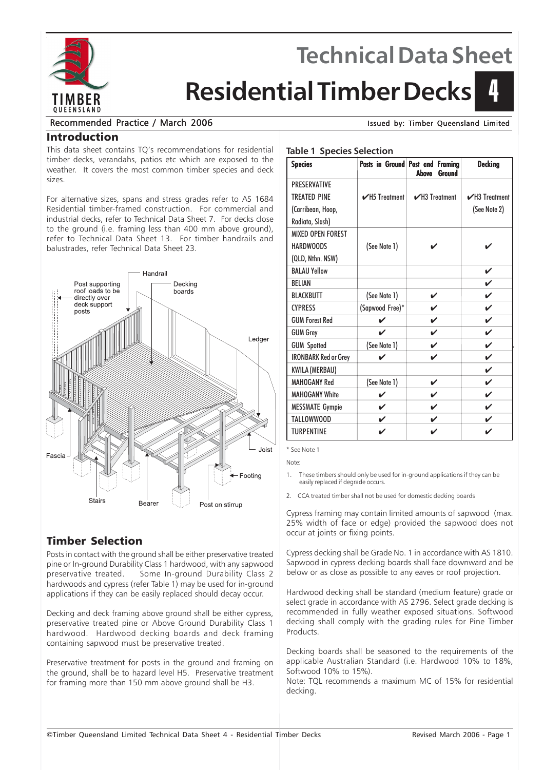# Technical Data Sheet

# Residential Timber Decks 4

Recommended Practice / March 2006

Issued by: Timber Queensland Limited

## Introduction

This data sheet contains TQ's recommendations for residential timber decks, verandahs, patios etc which are exposed to the weather. It covers the most common timber species and deck sizes.

For alternative sizes, spans and stress grades refer to AS 1684 Residential timber-framed construction. For commercial and industrial decks, refer to Technical Data Sheet 7. For decks close to the ground (i.e. framing less than 400 mm above ground), refer to Technical Data Sheet 13. For timber handrails and balustrades, refer Technical Data Sheet 23.

Handrail, Post supporting roof loads to be directly over deck support posts, Decking boards, Ledger, Joist, Footing, Post on stirrup, Bearer, Stairs, Fascia

## Timber Selection

Posts in contact with the ground shall be either preservative treated pine or In-ground Durability Class 1 hardwood, with any sapwood preservative treated. Some In-ground Durability Class 2 hardwoods and cypress (refer Table 1) may be used for in-ground applications if they can be easily replaced should decay occur.

Decking and deck framing above ground shall be either cypress, preservative treated pine or Above Ground Durability Class 1 hardwood. Hardwood decking boards and deck framing containing sapwood must be preservative treated.

Preservative treatment for posts in the ground and framing on the ground, shall be to hazard level H5. Preservative treatment for framing more than 150 mm above ground shall be H3.

**Table 1 Species Selection**

| Species | Posts in Ground | Post and Framing Above Ground | Decking |
|---|---|---|---|
| PRESERVATIVE TREATED PINE (Carribean, Hoop, Radiata, Slash) | ✔H5 Treatment | ✔H3 Treatment | ✔H3 Treatment (See Note 2) |
| MIXED OPEN FOREST HARDWOODS (QLD, Nthn. NSW) | (See Note 1) | ✔ | ✔ |
| BALAU Yellow | | | ✔ |
| BELIAN | | | ✔ |
| BLACKBUTT | (See Note 1) | ✔ | ✔ |
| CYPRESS | (Sapwood Free)* | ✔ | ✔ |
| GUM Forest Red | ✔ | ✔ | ✔ |
| GUM Grey | ✔ | ✔ | ✔ |
| GUM Spotted | (See Note 1) | ✔ | ✔ |
| IRONBARK Red or Grey | ✔ | ✔ | ✔ |
| KWILA (MERBAU) | | | ✔ |
| MAHOGANY Red | (See Note 1) | ✔ | ✔ |
| MAHOGANY White | ✔ | ✔ | ✔ |
| MESSMATE Gympie | ✔ | ✔ | ✔ |
| TALLOWWOOD | ✔ | ✔ | ✔ |
| TURPENTINE | ✔ | ✔ | ✔ |

* See Note 1

Note:

1. These timbers should only be used for in-ground applications if they can be easily replaced if degrade occurs.
2. CCA treated timber shall not be used for domestic decking boards

Cypress framing may contain limited amounts of sapwood (max. 25% width of face or edge) provided the sapwood does not occur at joints or fixing points.

Cypress decking shall be Grade No. 1 in accordance with AS 1810. Sapwood in cypress decking boards shall face downward and be below or as close as possible to any eaves or roof projection.

Hardwood decking shall be standard (medium feature) grade or select grade in accordance with AS 2796. Select grade decking is recommended in fully weather exposed situations. Softwood decking shall comply with the grading rules for Pine Timber Products.

Decking boards shall be seasoned to the requirements of the applicable Australian Standard (i.e. Hardwood 10% to 18%, Softwood 10% to 15%).
Note: TQL recommends a maximum MC of 15% for residential decking.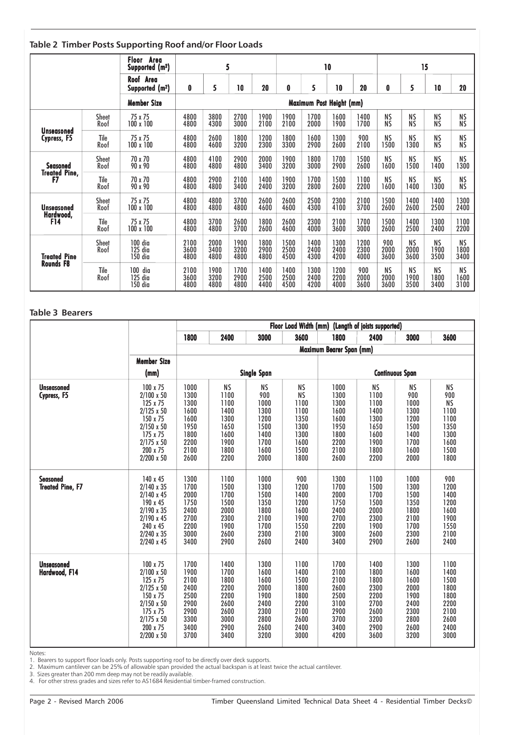## Table 2 Timber Posts Supporting Roof and/or Floor Loads

| | | Floor Area Supported (m²) | 5 | | | | 10 | | | | 15 | | | |
|---|---|---|---|---|---|---|---|---|---|---|---|---|---|---|
| | | Roof Area Supported (m²) | 0 | 5 | 10 | 20 | 0 | 5 | 10 | 20 | 0 | 5 | 10 | 20 |
| | | Member Size | Maximum Post Height (mm) | | | | | | | | | | | |
| Unseasoned Cypress, F5 | Sheet Roof | 75 x 75<br>100 x 100 | 4800<br>4800 | 3800<br>4300 | 2700<br>3000 | 1900<br>2100 | 1900<br>2100 | 1700<br>2000 | 1600<br>1900 | 1400<br>1700 | NS<br>NS | NS<br>NS | NS<br>NS | NS<br>NS |
| | Tile Roof | 75 x 75<br>100 x 100 | 4800<br>4800 | 2600<br>4600 | 1800<br>3200 | 1200<br>2300 | 1800<br>3300 | 1600<br>2900 | 1300<br>2600 | 900<br>2100 | NS<br>1500 | NS<br>1300 | NS<br>NS | NS<br>NS |
| Seasoned Treated Pine, F7 | Sheet Roof | 70 x 70<br>90 x 90 | 4800<br>4800 | 4100<br>4800 | 2900<br>4800 | 2000<br>3400 | 1900<br>3200 | 1800<br>3000 | 1700<br>2900 | 1500<br>2600 | NS<br>1600 | NS<br>1500 | NS<br>1400 | NS<br>1300 |
| | Tile Roof | 70 x 70<br>90 x 90 | 4800<br>4800 | 2900<br>4800 | 2100<br>3400 | 1400<br>2400 | 1900<br>3200 | 1700<br>2800 | 1500<br>2600 | 1100<br>2200 | NS<br>1600 | NS<br>1400 | NS<br>1300 | NS<br>NS |
| Unseasoned Hardwood, F14 | Sheet Roof | 75 x 75<br>100 x 100 | 4800<br>4800 | 4800<br>4800 | 3700<br>4800 | 2600<br>4600 | 2600<br>4600 | 2500<br>4300 | 2300<br>4100 | 2100<br>3700 | 1500<br>2600 | 1400<br>2600 | 1400<br>2500 | 1300<br>2400 |
| | Tile Roof | 75 x 75<br>100 x 100 | 4800<br>4800 | 3700<br>4800 | 2600<br>3700 | 1800<br>2600 | 2600<br>4600 | 2300<br>4000 | 2100<br>3600 | 1700<br>3000 | 1500<br>2600 | 1400<br>2500 | 1300<br>2400 | 1100<br>2200 |
| Treated Pine Rounds F8 | Sheet Roof | 100 dia<br>125 dia<br>150 dia | 2100<br>3600<br>4800 | 2000<br>3400<br>4800 | 1900<br>3200<br>4800 | 1800<br>2900<br>4800 | 1500<br>2500<br>4500 | 1400<br>2400<br>4300 | 1300<br>2400<br>4200 | 1200<br>2300<br>4000 | 900<br>2000<br>3600 | NS<br>2000<br>3600 | NS<br>1900<br>3500 | NS<br>1800<br>3400 |
| | Tile Roof | 100 dia<br>125 dia<br>150 dia | 2100<br>3600<br>4800 | 1900<br>3200<br>4800 | 1700<br>2900<br>4800 | 1400<br>2500<br>4400 | 1400<br>2500<br>4500 | 1300<br>2400<br>4200 | 1200<br>2200<br>4000 | 900<br>2000<br>3600 | NS<br>2000<br>3600 | NS<br>1900<br>3500 | NS<br>1800<br>3400 | NS<br>1600<br>3100 |

## Table 3 Bearers

| | Member Size (mm) | Floor Load Width (mm) (Length of joists supported) | | | | | | | |
|---|---|---|---|---|---|---|---|---|---|
| | | 1800 | 2400 | 3000 | 3600 | 1800 | 2400 | 3000 | 3600 |
| | | Maximum Bearer Span (mm) | | | | | | | |
| | | Single Span | | | | Continuous Span | | | |
| Unseasoned Cypress, F5 | 100 x 75<br>2/100 x 50<br>125 x 75<br>2/125 x 50<br>150 x 75<br>2/150 x 50<br>175 x 75<br>2/175 x 50<br>200 x 75<br>2/200 x 50 | 1000<br>1300<br>1300<br>1600<br>1600<br>1950<br>1800<br>2200<br>2100<br>2600 | NS<br>1100<br>1100<br>1400<br>1300<br>1650<br>1600<br>1900<br>1800<br>2200 | NS<br>900<br>1000<br>1300<br>1200<br>1500<br>1400<br>1700<br>1600<br>2000 | NS<br>NS<br>1100<br>1100<br>1350<br>1300<br>1300<br>1600<br>1500<br>1800 | 1000<br>1300<br>1300<br>1600<br>1600<br>1950<br>1800<br>2200<br>2100<br>2600 | NS<br>1100<br>1100<br>1400<br>1300<br>1650<br>1600<br>1900<br>1800<br>2200 | NS<br>900<br>1000<br>1300<br>1200<br>1500<br>1400<br>1700<br>1600<br>2000 | NS<br>900<br>NS<br>1100<br>1100<br>1350<br>1300<br>1600<br>1500<br>1800 |
| Seasoned Treated Pine, F7 | 140 x 45<br>2/140 x 35<br>2/140 x 45<br>190 x 45<br>2/190 x 35<br>2/190 x 45<br>240 x 45<br>2/240 x 35<br>2/240 x 45 | 1300<br>1700<br>2000<br>1750<br>2400<br>2700<br>2200<br>3000<br>3400 | 1100<br>1500<br>1700<br>1500<br>2000<br>2300<br>1900<br>2600<br>2900 | 1000<br>1300<br>1500<br>1350<br>1800<br>2100<br>1700<br>2300<br>2600 | 900<br>1200<br>1400<br>1200<br>1600<br>1900<br>1550<br>2100<br>2400 | 1300<br>1700<br>2000<br>1750<br>2400<br>2700<br>2200<br>3000<br>3400 | 1100<br>1500<br>1700<br>1500<br>2000<br>2300<br>1900<br>2600<br>2900 | 1000<br>1300<br>1500<br>1350<br>1800<br>2100<br>1700<br>2300<br>2600 | 900<br>1200<br>1400<br>1200<br>1600<br>1900<br>1550<br>2100<br>2400 |
| Unseasoned Hardwood, F14 | 100 x 75<br>2/100 x 50<br>125 x 75<br>2/125 x 50<br>150 x 75<br>2/150 x 50<br>175 x 75<br>2/175 x 50<br>200 x 75<br>2/200 x 50 | 1700<br>1900<br>2100<br>2400<br>2500<br>2900<br>2900<br>3300<br>3400<br>3700 | 1400<br>1700<br>1800<br>2200<br>2200<br>2600<br>2600<br>3000<br>2900<br>3400 | 1300<br>1600<br>1600<br>2000<br>1900<br>2400<br>2300<br>2800<br>2600<br>3200 | 1100<br>1400<br>1500<br>1800<br>1800<br>2200<br>2100<br>2600<br>2400<br>3000 | 1700<br>2100<br>2100<br>2600<br>2500<br>3100<br>2900<br>3700<br>3400<br>4200 | 1400<br>1800<br>1800<br>2300<br>2200<br>2700<br>2600<br>3200<br>2900<br>3600 | 1300<br>1600<br>1600<br>2000<br>1900<br>2400<br>2300<br>2800<br>2600<br>3200 | 1100<br>1400<br>1500<br>1800<br>1800<br>2200<br>2100<br>2600<br>2400<br>3000 |

Notes:

1. Bearers to support floor loads only. Posts supporting roof to be directly over deck supports.
2. Maximum cantilever can be 25% of allowable span provided the actual backspan is at least twice the actual cantilever.
3. Sizes greater than 200 mm deep may not be readily available.
4. For other stress grades and sizes refer to AS1684 Residential timber-framed construction.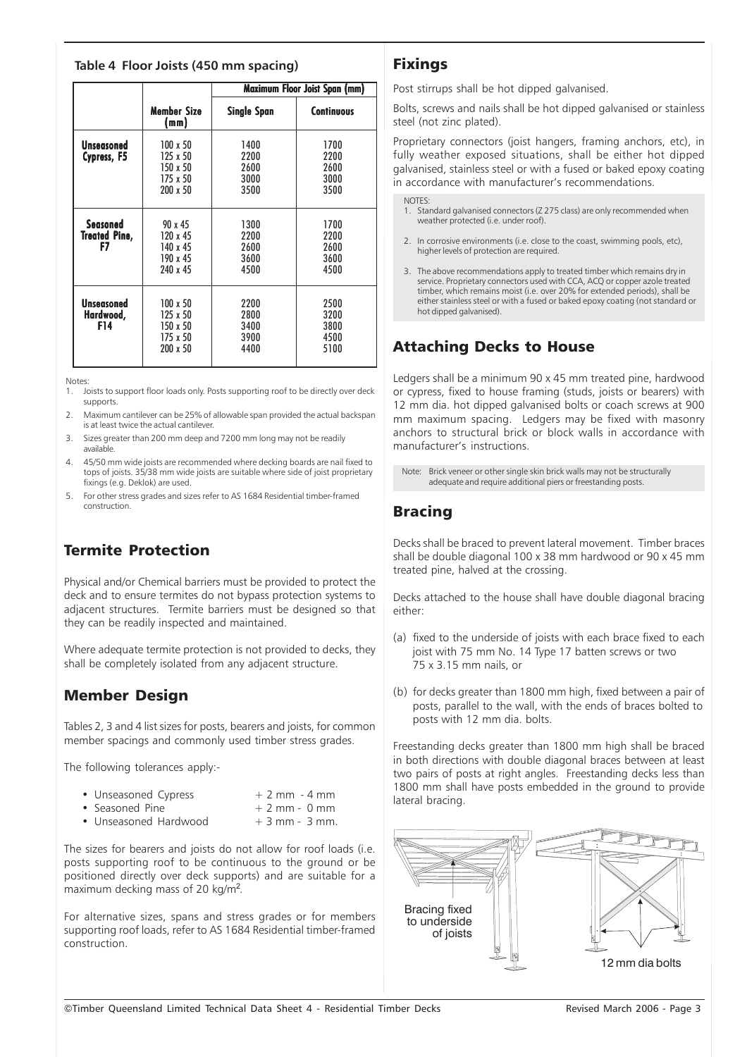**Table 4 Floor Joists (450 mm spacing)**

| | Member Size (mm) | Maximum Floor Joist Span (mm) | |
|---|---|---|---|
| | | Single Span | Continuous |
| Unseasoned Cypress, F5 | 100 x 50 | 1400 | 1700 |
| | 125 x 50 | 2200 | 2200 |
| | 150 x 50 | 2600 | 2600 |
| | 175 x 50 | 3000 | 3000 |
| | 200 x 50 | 3500 | 3500 |
| Seasoned Treated Pine, F7 | 90 x 45 | 1300 | 1700 |
| | 120 x 45 | 2200 | 2200 |
| | 140 x 45 | 2600 | 2600 |
| | 190 x 45 | 3600 | 3600 |
| | 240 x 45 | 4500 | 4500 |
| Unseasoned Hardwood, F14 | 100 x 50 | 2200 | 2500 |
| | 125 x 50 | 2800 | 3200 |
| | 150 x 50 | 3400 | 3800 |
| | 175 x 50 | 3900 | 4500 |
| | 200 x 50 | 4400 | 5100 |

Notes:

1. Joists to support floor loads only. Posts supporting roof to be directly over deck supports.
2. Maximum cantilever can be 25% of allowable span provided the actual backspan is at least twice the actual cantilever.
3. Sizes greater than 200 mm deep and 7200 mm long may not be readily available.
4. 45/50 mm wide joists are recommended where decking boards are nail fixed to tops of joists. 35/38 mm wide joists are suitable where side of joist proprietary fixings (e.g. Deklok) are used.
5. For other stress grades and sizes refer to AS 1684 Residential timber-framed construction.

## Termite Protection

Physical and/or Chemical barriers must be provided to protect the deck and to ensure termites do not bypass protection systems to adjacent structures. Termite barriers must be designed so that they can be readily inspected and maintained.

Where adequate termite protection is not provided to decks, they shall be completely isolated from any adjacent structure.

## Member Design

Tables 2, 3 and 4 list sizes for posts, bearers and joists, for common member spacings and commonly used timber stress grades.

The following tolerances apply:-

- Unseasoned Cypress + 2 mm - 4 mm
- Seasoned Pine + 2 mm - 0 mm
- Unseasoned Hardwood + 3 mm - 3 mm.

The sizes for bearers and joists do not allow for roof loads (i.e. posts supporting roof to be continuous to the ground or be positioned directly over deck supports) and are suitable for a maximum decking mass of 20 kg/m$^2$.

For alternative sizes, spans and stress grades or for members supporting roof loads, refer to AS 1684 Residential timber-framed construction.

## Fixings

Post stirrups shall be hot dipped galvanised.

Bolts, screws and nails shall be hot dipped galvanised or stainless steel (not zinc plated).

Proprietary connectors (joist hangers, framing anchors, etc), in fully weather exposed situations, shall be either hot dipped galvanised, stainless steel or with a fused or baked epoxy coating in accordance with manufacturer's recommendations.

NOTES:

1. Standard galvanised connectors (Z 275 class) are only recommended when weather protected (i.e. under roof).
2. In corrosive environments (i.e. close to the coast, swimming pools, etc), higher levels of protection are required.
3. The above recommendations apply to treated timber which remains dry in service. Proprietary connectors used with CCA, ACQ or copper azole treated timber, which remains moist (i.e. over 20% for extended periods), shall be either stainless steel or with a fused or baked epoxy coating (not standard or hot dipped galvanised).

## Attaching Decks to House

Ledgers shall be a minimum 90 x 45 mm treated pine, hardwood or cypress, fixed to house framing (studs, joists or bearers) with 12 mm dia. hot dipped galvanised bolts or coach screws at 900 mm maximum spacing. Ledgers may be fixed with masonry anchors to structural brick or block walls in accordance with manufacturer's instructions.

Note: Brick veneer or other single skin brick walls may not be structurally adequate and require additional piers or freestanding posts.

## Bracing

Decks shall be braced to prevent lateral movement. Timber braces shall be double diagonal 100 x 38 mm hardwood or 90 x 45 mm treated pine, halved at the crossing.

Decks attached to the house shall have double diagonal bracing either:

(a) fixed to the underside of joists with each brace fixed to each joist with 75 mm No. 14 Type 17 batten screws or two 75 x 3.15 mm nails, or

(b) for decks greater than 1800 mm high, fixed between a pair of posts, parallel to the wall, with the ends of braces bolted to posts with 12 mm dia. bolts.

Freestanding decks greater than 1800 mm high shall be braced in both directions with double diagonal braces between at least two pairs of posts at right angles. Freestanding decks less than 1800 mm shall have posts embedded in the ground to provide lateral bracing.

Bracing fixed to underside of joists

12 mm dia bolts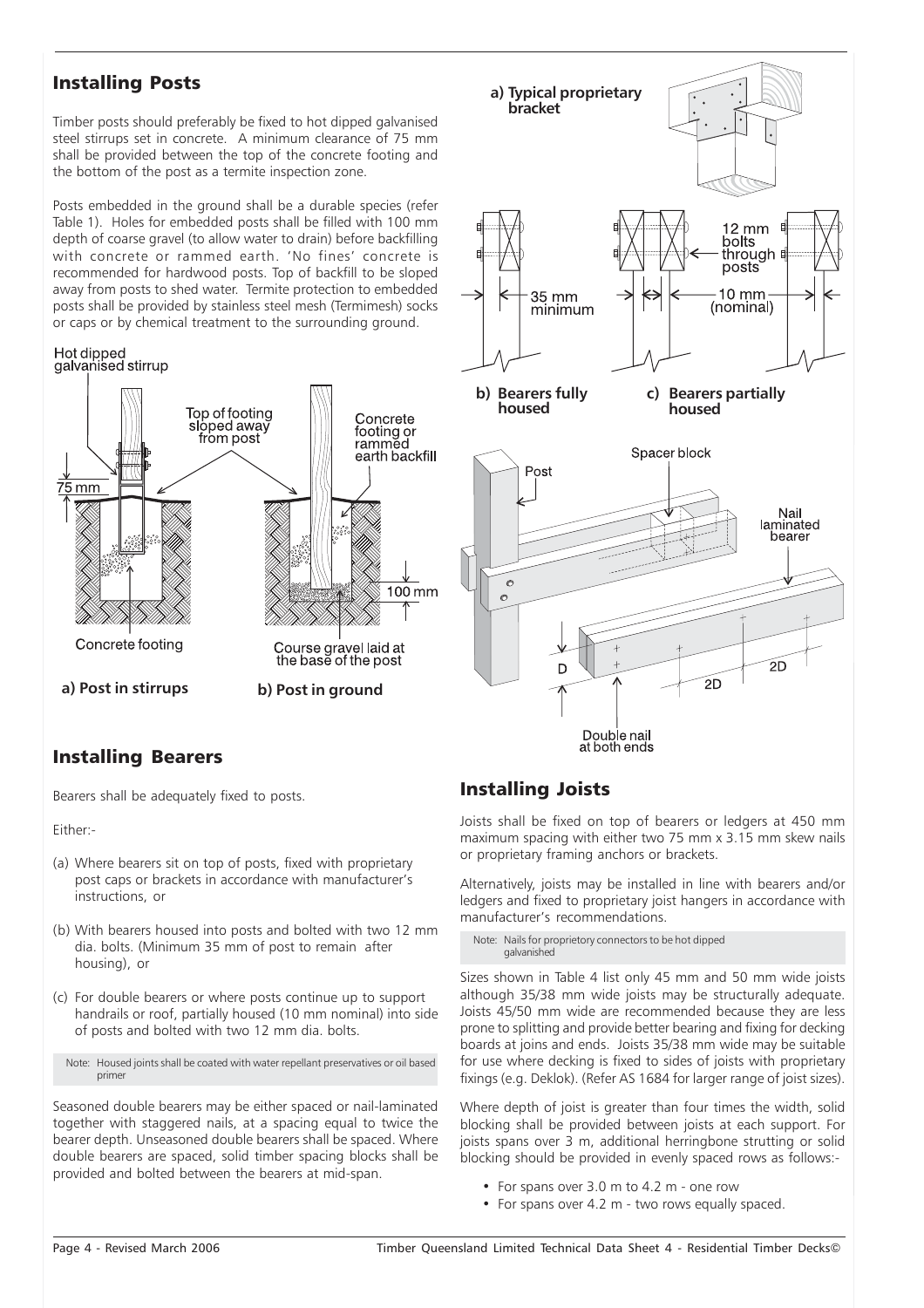## Installing Posts

Timber posts should preferably be fixed to hot dipped galvanised steel stirrups set in concrete. A minimum clearance of 75 mm shall be provided between the top of the concrete footing and the bottom of the post as a termite inspection zone.

Posts embedded in the ground shall be a durable species (refer Table 1). Holes for embedded posts shall be filled with 100 mm depth of coarse gravel (to allow water to drain) before backfilling with concrete or rammed earth. 'No fines' concrete is recommended for hardwood posts. Top of backfill to be sloped away from posts to shed water. Termite protection to embedded posts shall be provided by stainless steel mesh (Termimesh) socks or caps or by chemical treatment to the surrounding ground.

Hot dipped galvanised stirrup

75 mm

Top of footing sloped away from post

Concrete footing or rammed earth backfill

100 mm

Concrete footing

Course gravel laid at the base of the post

**a) Post in stirrups** **b) Post in ground**

## Installing Bearers

Bearers shall be adequately fixed to posts.

Either:-

(a) Where bearers sit on top of posts, fixed with proprietary post caps or brackets in accordance with manufacturer's instructions, or

(b) With bearers housed into posts and bolted with two 12 mm dia. bolts. (Minimum 35 mm of post to remain after housing), or

(c) For double bearers or where posts continue up to support handrails or roof, partially housed (10 mm nominal) into side of posts and bolted with two 12 mm dia. bolts.

Note: Housed joints shall be coated with water repellant preservatives or oil based primer

Seasoned double bearers may be either spaced or nail-laminated together with staggered nails, at a spacing equal to twice the bearer depth. Unseasoned double bearers shall be spaced. Where double bearers are spaced, solid timber spacing blocks shall be provided and bolted between the bearers at mid-span.

**a) Typical proprietary bracket**

35 mm minimum

12 mm bolts through posts

10 mm (nominal)

**b) Bearers fully housed** **c) Bearers partially housed**

Spacer block

Post

Nail laminated bearer

D

2D

2D

Double nail at both ends

## Installing Joists

Joists shall be fixed on top of bearers or ledgers at 450 mm maximum spacing with either two 75 mm x 3.15 mm skew nails or proprietary framing anchors or brackets.

Alternatively, joists may be installed in line with bearers and/or ledgers and fixed to proprietary joist hangers in accordance with manufacturer's recommendations.

Note: Nails for proprietary connectors to be hot dipped galvanished

Sizes shown in Table 4 list only 45 mm and 50 mm wide joists although 35/38 mm wide joists may be structurally adequate. Joists 45/50 mm wide are recommended because they are less prone to splitting and provide better bearing and fixing for decking boards at joins and ends. Joists 35/38 mm wide may be suitable for use where decking is fixed to sides of joists with proprietary fixings (e.g. Deklok). (Refer AS 1684 for larger range of joist sizes).

Where depth of joist is greater than four times the width, solid blocking shall be provided between joists at each support. For joists spans over 3 m, additional herringbone strutting or solid blocking should be provided in evenly spaced rows as follows:-

- For spans over 3.0 m to 4.2 m - one row
- For spans over 4.2 m - two rows equally spaced.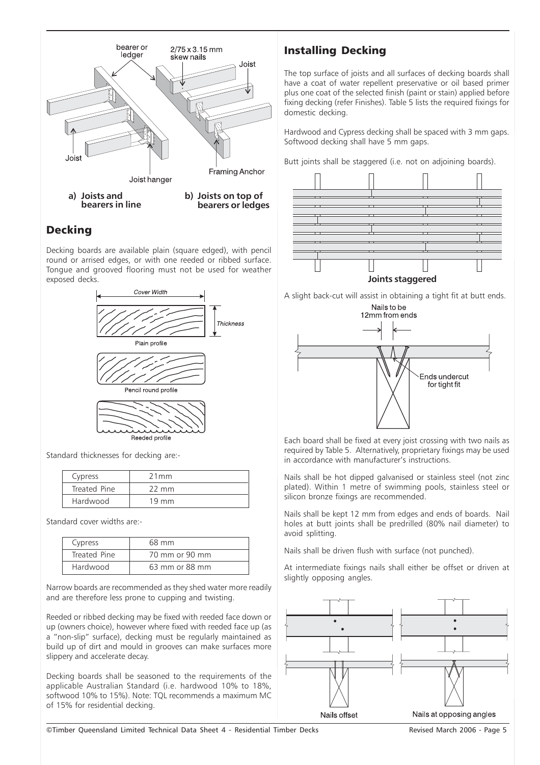a) Joists and bearers in line

b) Joists on top of bearers or ledges

## Decking

Decking boards are available plain (square edged), with pencil round or arrised edges, or with one reeded or ribbed surface. Tongue and grooved flooring must not be used for weather exposed decks.

Plain profile

Pencil round profile

Reeded profile

Standard thicknesses for decking are:-

| Cypress | 21mm |
|---|---|
| Treated Pine | 22 mm |
| Hardwood | 19 mm |

Standard cover widths are:-

| Cypress | 68 mm |
|---|---|
| Treated Pine | 70 mm or 90 mm |
| Hardwood | 63 mm or 88 mm |

Narrow boards are recommended as they shed water more readily and are therefore less prone to cupping and twisting.

Reeded or ribbed decking may be fixed with reeded face down or up (owners choice), however where fixed with reeded face up (as a "non-slip" surface), decking must be regularly maintained as build up of dirt and mould in grooves can make surfaces more slippery and accelerate decay.

Decking boards shall be seasoned to the requirements of the applicable Australian Standard (i.e. hardwood 10% to 18%, softwood 10% to 15%). Note: TQL recommends a maximum MC of 15% for residential decking.

## Installing Decking

The top surface of joists and all surfaces of decking boards shall have a coat of water repellent preservative or oil based primer plus one coat of the selected finish (paint or stain) applied before fixing decking (refer Finishes). Table 5 lists the required fixings for domestic decking.

Hardwood and Cypress decking shall be spaced with 3 mm gaps. Softwood decking shall have 5 mm gaps.

Butt joints shall be staggered (i.e. not on adjoining boards).

**Joints staggered**

A slight back-cut will assist in obtaining a tight fit at butt ends.

Each board shall be fixed at every joist crossing with two nails as required by Table 5. Alternatively, proprietary fixings may be used in accordance with manufacturer's instructions.

Nails shall be hot dipped galvanised or stainless steel (not zinc plated). Within 1 metre of swimming pools, stainless steel or silicon bronze fixings are recommended.

Nails shall be kept 12 mm from edges and ends of boards. Nail holes at butt joints shall be predrilled (80% nail diameter) to avoid splitting.

Nails shall be driven flush with surface (not punched).

At intermediate fixings nails shall either be offset or driven at slightly opposing angles.

Nails offset

Nails at opposing angles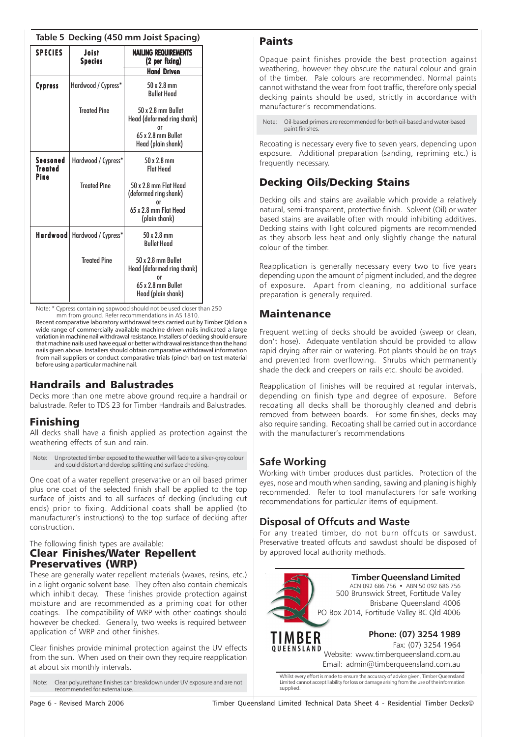**Table 5 Decking (450 mm Joist Spacing)**

| SPECIES | Joist Species | NAILING REQUIREMENTS (2 per fixing) |
|---|---|---|
| | | Hand Driven |
| Cypress | Hardwood / Cypress* | 50 x 2.8 mm Bullet Head |
| | Treated Pine | 50 x 2.8 mm Bullet Head (deformed ring shank) or 65 x 2.8 mm Bullet Head (plain shank) |
| Seasoned Treated Pine | Hardwood / Cypress* | 50 x 2.8 mm Flat Head |
| | Treated Pine | 50 x 2.8 mm Flat Head (deformed ring shank) or 65 x 2.8 mm Flat Head (plain shank) |
| Hardwood | Hardwood / Cypress* | 50 x 2.8 mm Bullet Head |
| | Treated Pine | 50 x 2.8 mm Bullet Head (deformed ring shank) or 65 x 2.8 mm Bullet Head (plain shank) |

Note: * Cypress containing sapwood should not be used closer than 250 mm from ground. Refer recommendations in AS 1810.

Recent comparative laboratory withdrawal tests carried out by Timber Qld on a wide range of commercially available machine driven nails indicated a large variation in machine nail withdrawal resistance. Installers of decking should ensure that machine nails used have equal or better withdrawal resistance than the hand nails given above. Installers should obtain comparative withdrawal information from nail suppliers or conduct comparative trials (pinch bar) on test material before using a particular machine nail.

## Handrails and Balustrades

Decks more than one metre above ground require a handrail or balustrade. Refer to TDS 23 for Timber Handrails and Balustrades.

## Finishing

All decks shall have a finish applied as protection against the weathering effects of sun and rain.

Note: Unprotected timber exposed to the weather will fade to a silver-grey colour and could distort and develop splitting and surface checking.

One coat of a water repellent preservative or an oil based primer plus one coat of the selected finish shall be applied to the top surface of joists and to all surfaces of decking (including cut ends) prior to fixing. Additional coats shall be applied (to manufacturer's instructions) to the top surface of decking after construction.

The following finish types are available:

### Clear Finishes/Water Repellent Preservatives (WRP)

These are generally water repellent materials (waxes, resins, etc.) in a light organic solvent base. They often also contain chemicals which inhibit decay. These finishes provide protection against moisture and are recommended as a priming coat for other coatings. The compatibility of WRP with other coatings should however be checked. Generally, two weeks is required between application of WRP and other finishes.

Clear finishes provide minimal protection against the UV effects from the sun. When used on their own they require reapplication at about six monthly intervals.

Note: Clear polyurethane finishes can breakdown under UV exposure and are not recommended for external use.

### Paints

Opaque paint finishes provide the best protection against weathering, however they obscure the natural colour and grain of the timber. Pale colours are recommended. Normal paints cannot withstand the wear from foot traffic, therefore only special decking paints should be used, strictly in accordance with manufacturer's recommendations.

Note: Oil-based primers are recommended for both oil-based and water-based paint finishes.

Recoating is necessary every five to seven years, depending upon exposure. Additional preparation (sanding, repriming etc.) is frequently necessary.

### Decking Oils/Decking Stains

Decking oils and stains are available which provide a relatively natural, semi-transparent, protective finish. Solvent (Oil) or water based stains are available often with mould inhibiting additives. Decking stains with light coloured pigments are recommended as they absorb less heat and only slightly change the natural colour of the timber.

Reapplication is generally necessary every two to five years depending upon the amount of pigment included, and the degree of exposure. Apart from cleaning, no additional surface preparation is generally required.

## Maintenance

Frequent wetting of decks should be avoided (sweep or clean, don't hose). Adequate ventilation should be provided to allow rapid drying after rain or watering. Pot plants should be on trays and prevented from overflowing. Shrubs which permanently shade the deck and creepers on rails etc. should be avoided.

Reapplication of finishes will be required at regular intervals, depending on finish type and degree of exposure. Before recoating all decks shall be thoroughly cleaned and debris removed from between boards. For some finishes, decks may also require sanding. Recoating shall be carried out in accordance with the manufacturer's recommendations

## Safe Working

Working with timber produces dust particles. Protection of the eyes, nose and mouth when sanding, sawing and planing is highly recommended. Refer to tool manufacturers for safe working recommendations for particular items of equipment.

## Disposal of Offcuts and Waste

For any treated timber, do not burn offcuts or sawdust. Preservative treated offcuts and sawdust should be disposed of by approved local authority methods.

**Timber Queensland Limited**
ACN 092 686 756 • ABN 50 092 686 756
500 Brunswick Street, Fortitude Valley
Brisbane Queensland 4006
PO Box 2014, Fortitude Valley BC Qld 4006

TIMBER QUEENSLAND

**Phone: (07) 3254 1989**
Fax: (07) 3254 1964
Website: www.timberqueensland.com.au
Email: admin@timberqueensland.com.au

Whilst every effort is made to ensure the accuracy of advice given, Timber Queensland Limited cannot accept liability for loss or damage arising from the use of the information supplied.